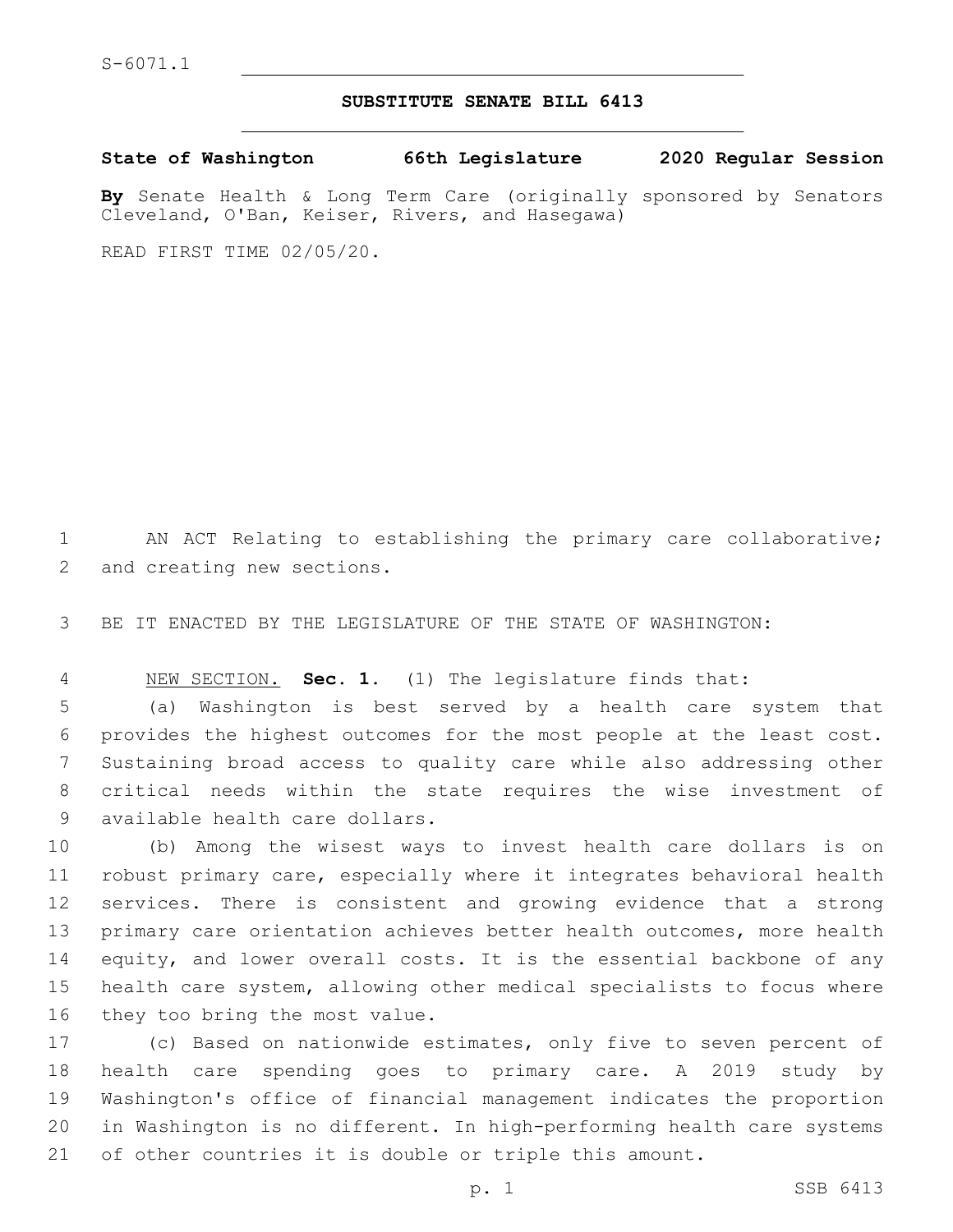S-6071.1

# SUBSTITUTE SENATE BILL 6413

**State of Washington 66th Legislature 2020 Regular Session**

**By** Senate Health & Long Term Care (originally sponsored by Senators Cleveland, O'Ban, Keiser, Rivers, and Hasegawa)

READ FIRST TIME 02/05/20.

AN ACT Relating to establishing the primary care collaborative; and creating new sections.

BE IT ENACTED BY THE LEGISLATURE OF THE STATE OF WASHINGTON:

NEW SECTION. **Sec. 1.** (1) The legislature finds that:

(a) Washington is best served by a health care system that provides the highest outcomes for the most people at the least cost. Sustaining broad access to quality care while also addressing other critical needs within the state requires the wise investment of available health care dollars.

(b) Among the wisest ways to invest health care dollars is on robust primary care, especially where it integrates behavioral health services. There is consistent and growing evidence that a strong primary care orientation achieves better health outcomes, more health equity, and lower overall costs. It is the essential backbone of any health care system, allowing other medical specialists to focus where they too bring the most value.

(c) Based on nationwide estimates, only five to seven percent of health care spending goes to primary care. A 2019 study by Washington's office of financial management indicates the proportion in Washington is no different. In high-performing health care systems of other countries it is double or triple this amount.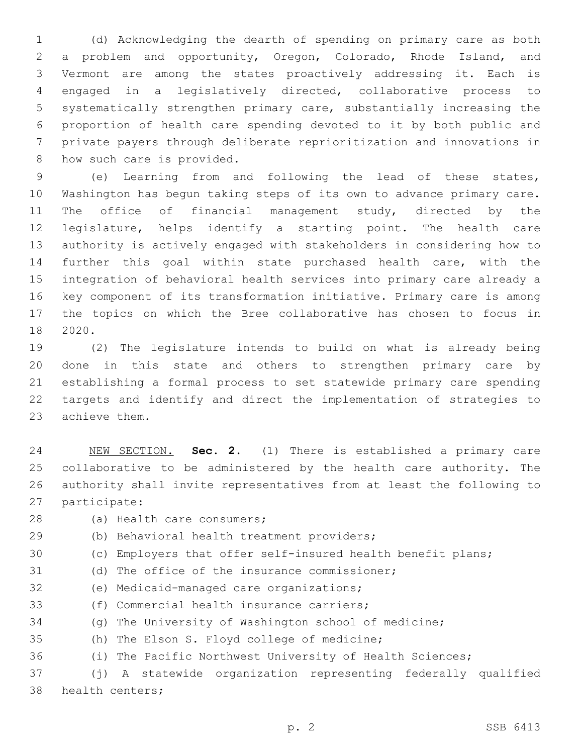(d) Acknowledging the dearth of spending on primary care as both a problem and opportunity, Oregon, Colorado, Rhode Island, and Vermont are among the states proactively addressing it. Each is engaged in a legislatively directed, collaborative process to systematically strengthen primary care, substantially increasing the proportion of health care spending devoted to it by both public and private payers through deliberate reprioritization and innovations in how such care is provided.

(e) Learning from and following the lead of these states, Washington has begun taking steps of its own to advance primary care. The office of financial management study, directed by the legislature, helps identify a starting point. The health care authority is actively engaged with stakeholders in considering how to further this goal within state purchased health care, with the integration of behavioral health services into primary care already a key component of its transformation initiative. Primary care is among the topics on which the Bree collaborative has chosen to focus in 2020.

(2) The legislature intends to build on what is already being done in this state and others to strengthen primary care by establishing a formal process to set statewide primary care spending targets and identify and direct the implementation of strategies to achieve them.

NEW SECTION. **Sec. 2.** (1) There is established a primary care collaborative to be administered by the health care authority. The authority shall invite representatives from at least the following to participate:

(a) Health care consumers;

(b) Behavioral health treatment providers;

(c) Employers that offer self-insured health benefit plans;

(d) The office of the insurance commissioner;

(e) Medicaid-managed care organizations;

(f) Commercial health insurance carriers;

(g) The University of Washington school of medicine;

(h) The Elson S. Floyd college of medicine;

(i) The Pacific Northwest University of Health Sciences;

(j) A statewide organization representing federally qualified health centers;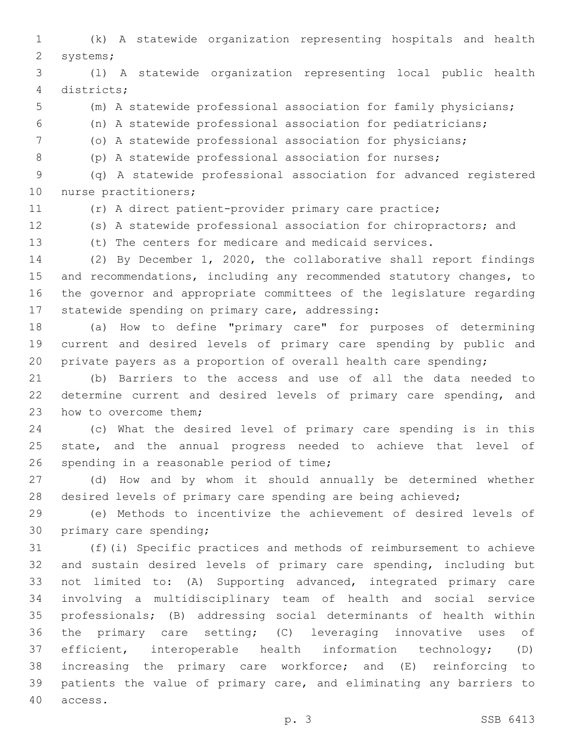(k) A statewide organization representing hospitals and health systems;

(l) A statewide organization representing local public health districts;

(m) A statewide professional association for family physicians;

(n) A statewide professional association for pediatricians;

(o) A statewide professional association for physicians;

(p) A statewide professional association for nurses;

(q) A statewide professional association for advanced registered nurse practitioners;

(r) A direct patient-provider primary care practice;

(s) A statewide professional association for chiropractors; and

(t) The centers for medicare and medicaid services.

(2) By December 1, 2020, the collaborative shall report findings and recommendations, including any recommended statutory changes, to the governor and appropriate committees of the legislature regarding statewide spending on primary care, addressing:

(a) How to define "primary care" for purposes of determining current and desired levels of primary care spending by public and private payers as a proportion of overall health care spending;

(b) Barriers to the access and use of all the data needed to determine current and desired levels of primary care spending, and how to overcome them;

(c) What the desired level of primary care spending is in this state, and the annual progress needed to achieve that level of spending in a reasonable period of time;

(d) How and by whom it should annually be determined whether desired levels of primary care spending are being achieved;

(e) Methods to incentivize the achievement of desired levels of primary care spending;

(f)(i) Specific practices and methods of reimbursement to achieve and sustain desired levels of primary care spending, including but not limited to: (A) Supporting advanced, integrated primary care involving a multidisciplinary team of health and social service professionals; (B) addressing social determinants of health within the primary care setting; (C) leveraging innovative uses of efficient, interoperable health information technology; (D) increasing the primary care workforce; and (E) reinforcing to patients the value of primary care, and eliminating any barriers to access.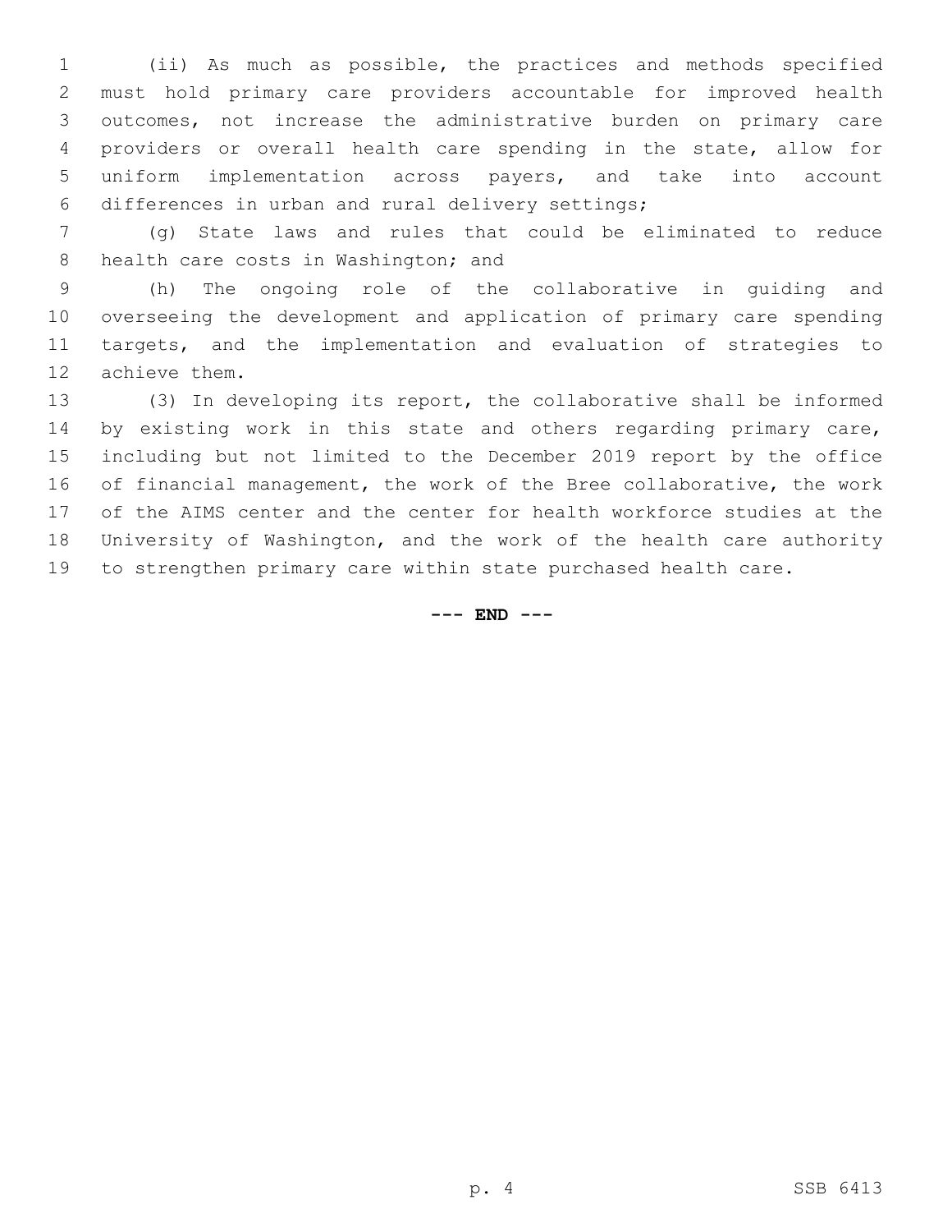(ii) As much as possible, the practices and methods specified must hold primary care providers accountable for improved health outcomes, not increase the administrative burden on primary care providers or overall health care spending in the state, allow for uniform implementation across payers, and take into account differences in urban and rural delivery settings;

(g) State laws and rules that could be eliminated to reduce health care costs in Washington; and

(h) The ongoing role of the collaborative in guiding and overseeing the development and application of primary care spending targets, and the implementation and evaluation of strategies to achieve them.

(3) In developing its report, the collaborative shall be informed by existing work in this state and others regarding primary care, including but not limited to the December 2019 report by the office of financial management, the work of the Bree collaborative, the work of the AIMS center and the center for health workforce studies at the University of Washington, and the work of the health care authority to strengthen primary care within state purchased health care.

**--- END ---**